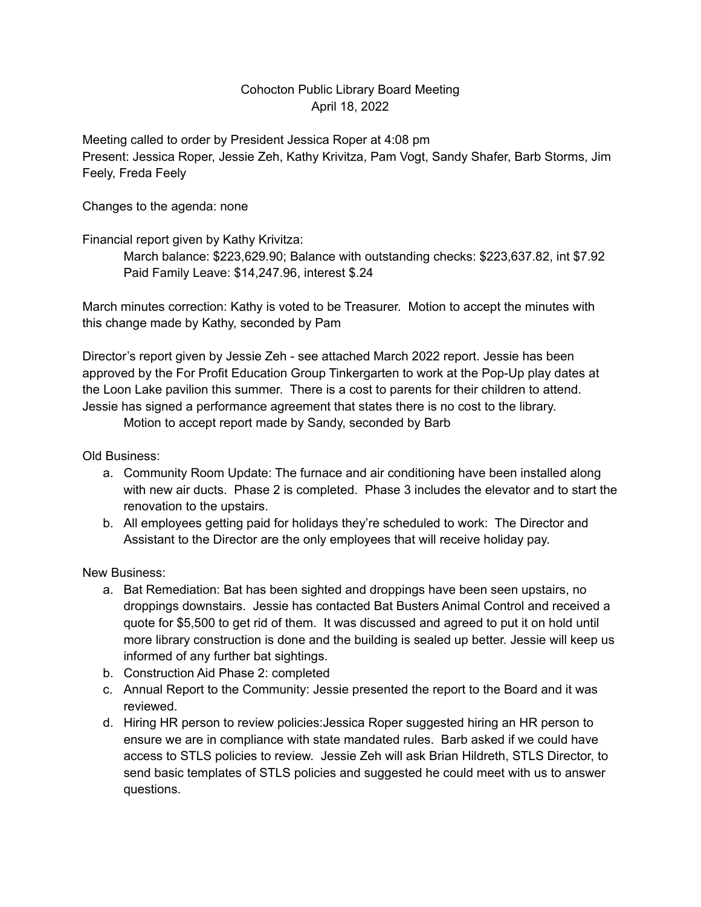# Cohocton Public Library Board Meeting

April 18, 2022

Meeting called to order by President Jessica Roper at 4:08 pm
Present: Jessica Roper, Jessie Zeh, Kathy Krivitza, Pam Vogt, Sandy Shafer, Barb Storms, Jim Feely, Freda Feely

Changes to the agenda: none

Financial report given by Kathy Krivitza:

> March balance: $223,629.90; Balance with outstanding checks: $223,637.82, int $7.92
> Paid Family Leave: $14,247.96, interest $.24

March minutes correction: Kathy is voted to be Treasurer. Motion to accept the minutes with this change made by Kathy, seconded by Pam

Director's report given by Jessie Zeh - see attached March 2022 report. Jessie has been approved by the For Profit Education Group Tinkergarten to work at the Pop-Up play dates at the Loon Lake pavilion this summer. There is a cost to parents for their children to attend. Jessie has signed a performance agreement that states there is no cost to the library.

> Motion to accept report made by Sandy, seconded by Barb

Old Business:

a. Community Room Update: The furnace and air conditioning have been installed along with new air ducts. Phase 2 is completed. Phase 3 includes the elevator and to start the renovation to the upstairs.
b. All employees getting paid for holidays they're scheduled to work: The Director and Assistant to the Director are the only employees that will receive holiday pay.

New Business:

a. Bat Remediation: Bat has been sighted and droppings have been seen upstairs, no droppings downstairs. Jessie has contacted Bat Busters Animal Control and received a quote for $5,500 to get rid of them. It was discussed and agreed to put it on hold until more library construction is done and the building is sealed up better. Jessie will keep us informed of any further bat sightings.
b. Construction Aid Phase 2: completed
c. Annual Report to the Community: Jessie presented the report to the Board and it was reviewed.
d. Hiring HR person to review policies:Jessica Roper suggested hiring an HR person to ensure we are in compliance with state mandated rules. Barb asked if we could have access to STLS policies to review. Jessie Zeh will ask Brian Hildreth, STLS Director, to send basic templates of STLS policies and suggested he could meet with us to answer questions.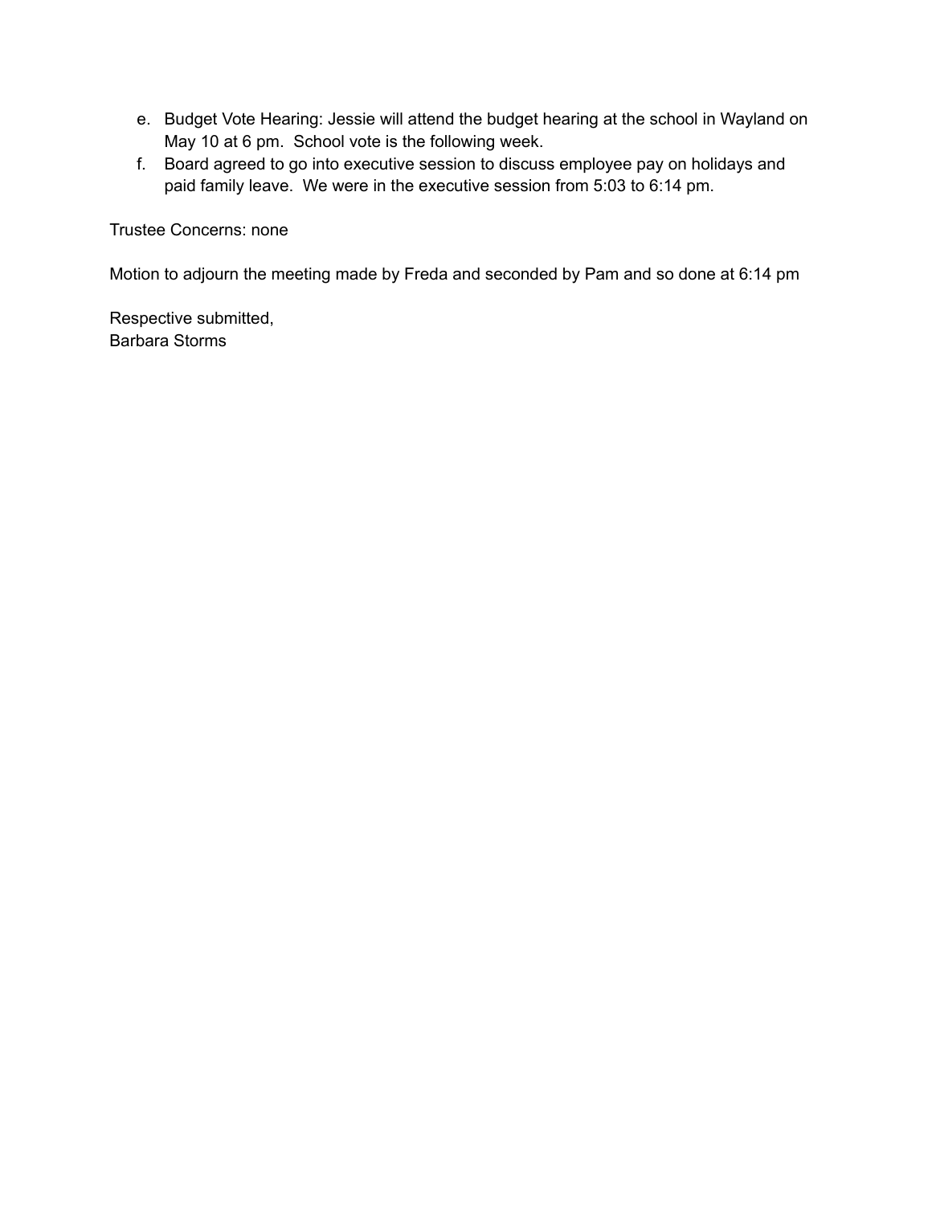e. Budget Vote Hearing: Jessie will attend the budget hearing at the school in Wayland on May 10 at 6 pm. School vote is the following week.
f. Board agreed to go into executive session to discuss employee pay on holidays and paid family leave. We were in the executive session from 5:03 to 6:14 pm.

Trustee Concerns: none

Motion to adjourn the meeting made by Freda and seconded by Pam and so done at 6:14 pm

Respective submitted,
Barbara Storms